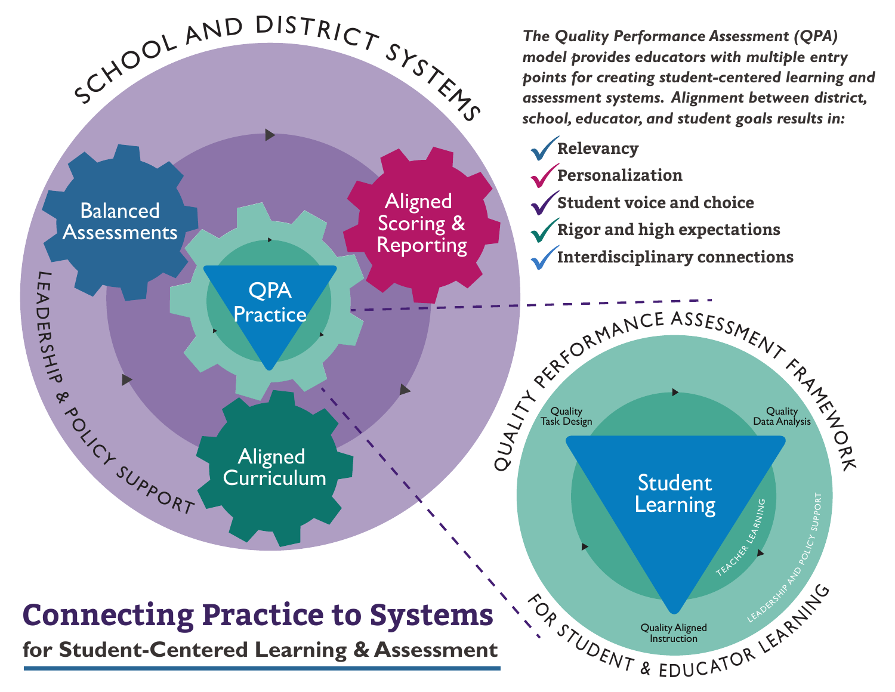# Connecting Practice to Systems

## for Student-Centered Learning & Assessment

***The Quality Performance Assessment (QPA) model provides educators with multiple entry points for creating student-centered learning and assessment systems. Alignment between district, school, educator, and student goals results in:***

- **Relevancy**
- **Personalization**
- **Student voice and choice**
- **Rigor and high expectations**
- **Interdisciplinary connections**

SCHOOL AND DISTRICT SYSTEMS

LEADERSHIP & POLICY SUPPORT

Balanced Assessments

Aligned Scoring & Reporting

QPA Practice

Aligned Curriculum

QUALITY PERFORMANCE ASSESSMENT FRAMEWORK FOR STUDENT & EDUCATOR LEARNING

Quality Task Design

Quality Data Analysis

Student Learning

Quality Aligned Instruction

TEACHER LEARNING

LEADERSHIP AND POLICY SUPPORT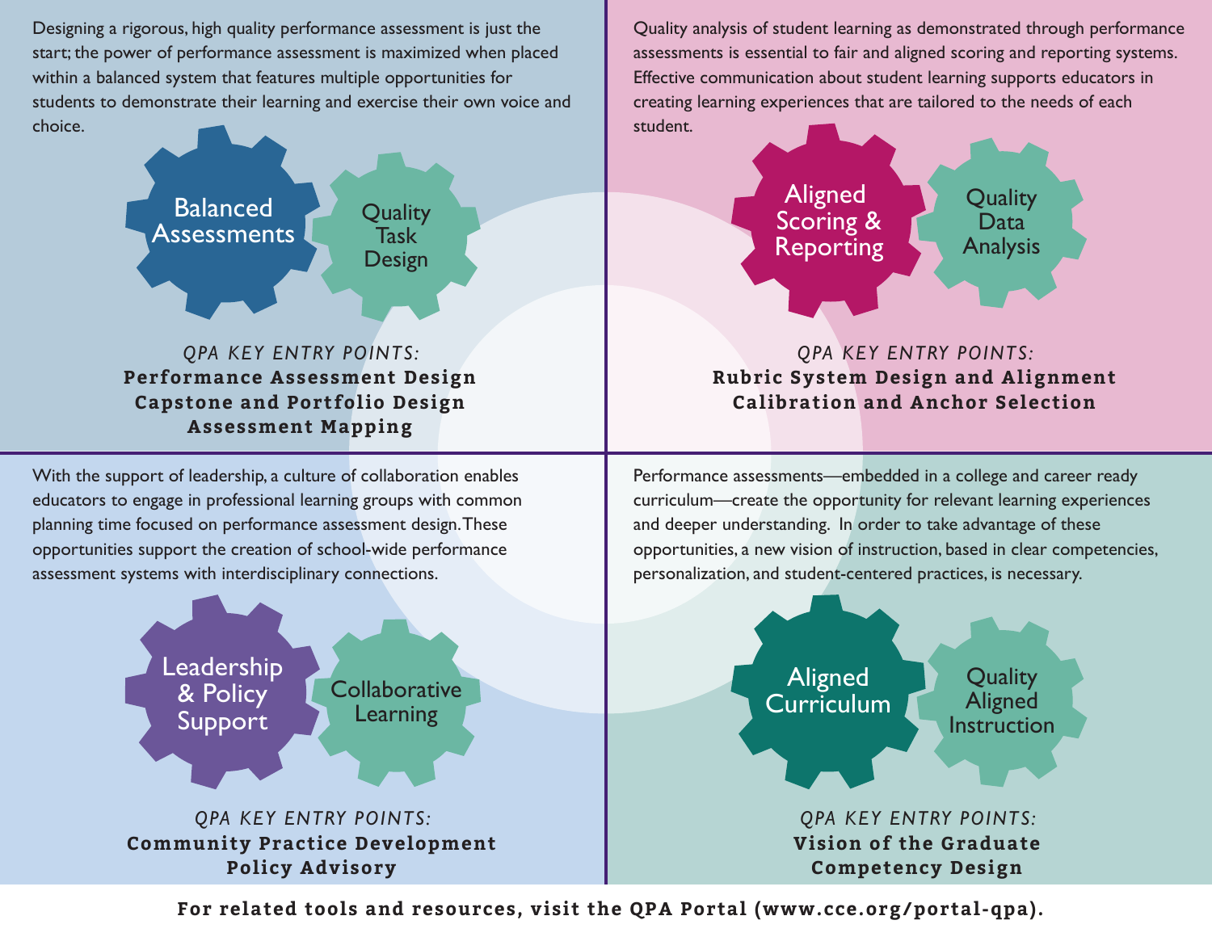Designing a rigorous, high quality performance assessment is just the start; the power of performance assessment is maximized when placed within a balanced system that features multiple opportunities for students to demonstrate their learning and exercise their own voice and choice.

Balanced Assessments

Quality Task Design

*QPA KEY ENTRY POINTS:*

**Performance Assessment Design**
**Capstone and Portfolio Design**
**Assessment Mapping**

Quality analysis of student learning as demonstrated through performance assessments is essential to fair and aligned scoring and reporting systems. Effective communication about student learning supports educators in creating learning experiences that are tailored to the needs of each student.

Aligned Scoring & Reporting

Quality Data Analysis

*QPA KEY ENTRY POINTS:*

**Rubric System Design and Alignment**
**Calibration and Anchor Selection**

With the support of leadership, a culture of collaboration enables educators to engage in professional learning groups with common planning time focused on performance assessment design. These opportunities support the creation of school-wide performance assessment systems with interdisciplinary connections.

Leadership & Policy Support

Collaborative Learning

*QPA KEY ENTRY POINTS:*

**Community Practice Development**
**Policy Advisory**

Performance assessments—embedded in a college and career ready curriculum—create the opportunity for relevant learning experiences and deeper understanding. In order to take advantage of these opportunities, a new vision of instruction, based in clear competencies, personalization, and student-centered practices, is necessary.

Aligned Curriculum

Quality Aligned Instruction

*QPA KEY ENTRY POINTS:*

**Vision of the Graduate**
**Competency Design**

**For related tools and resources, visit the QPA Portal (www.cce.org/portal-qpa).**